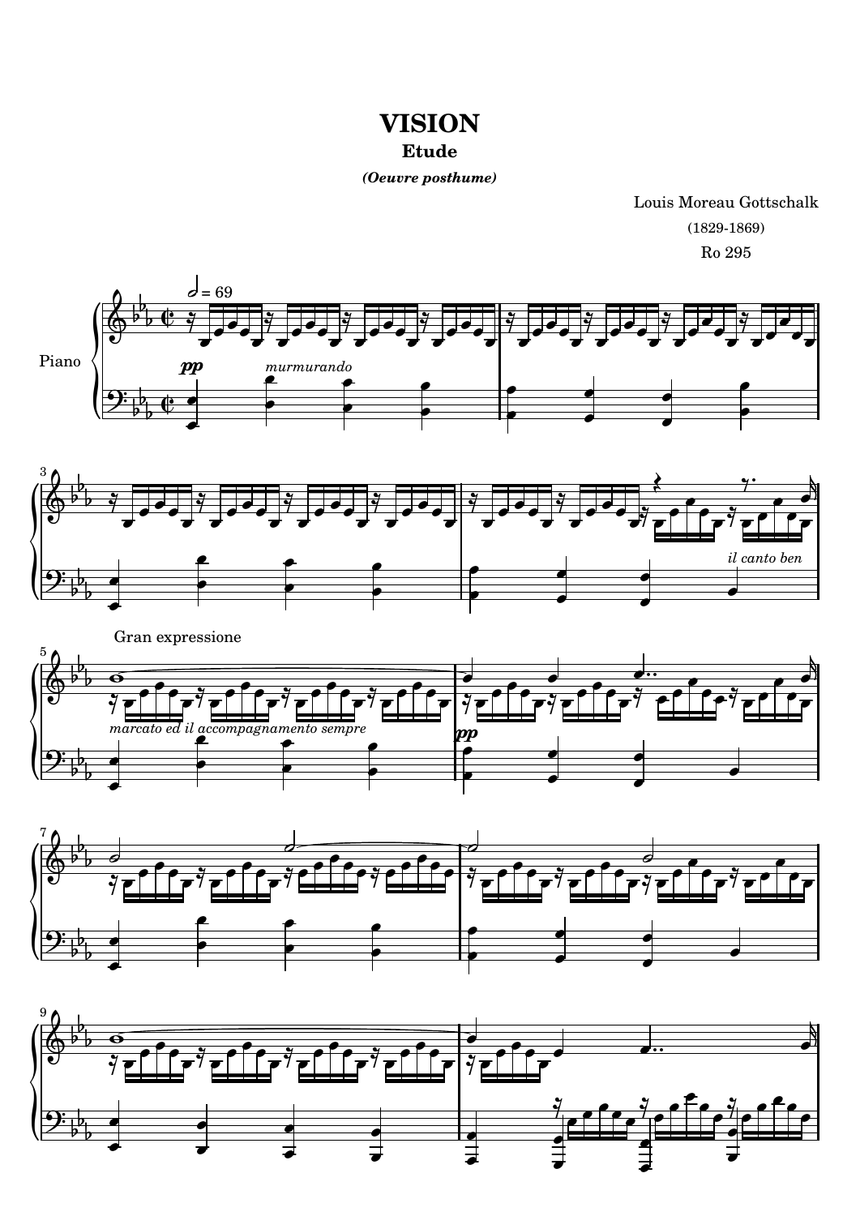# VISION

## Etude

***(Oeuvre posthume)***

Louis Moreau Gottschalk

(1829-1869)

Ro 295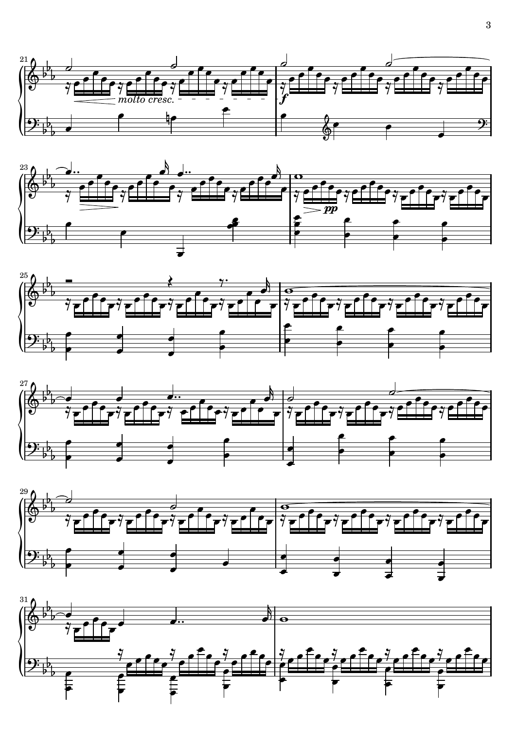*molto cresc.*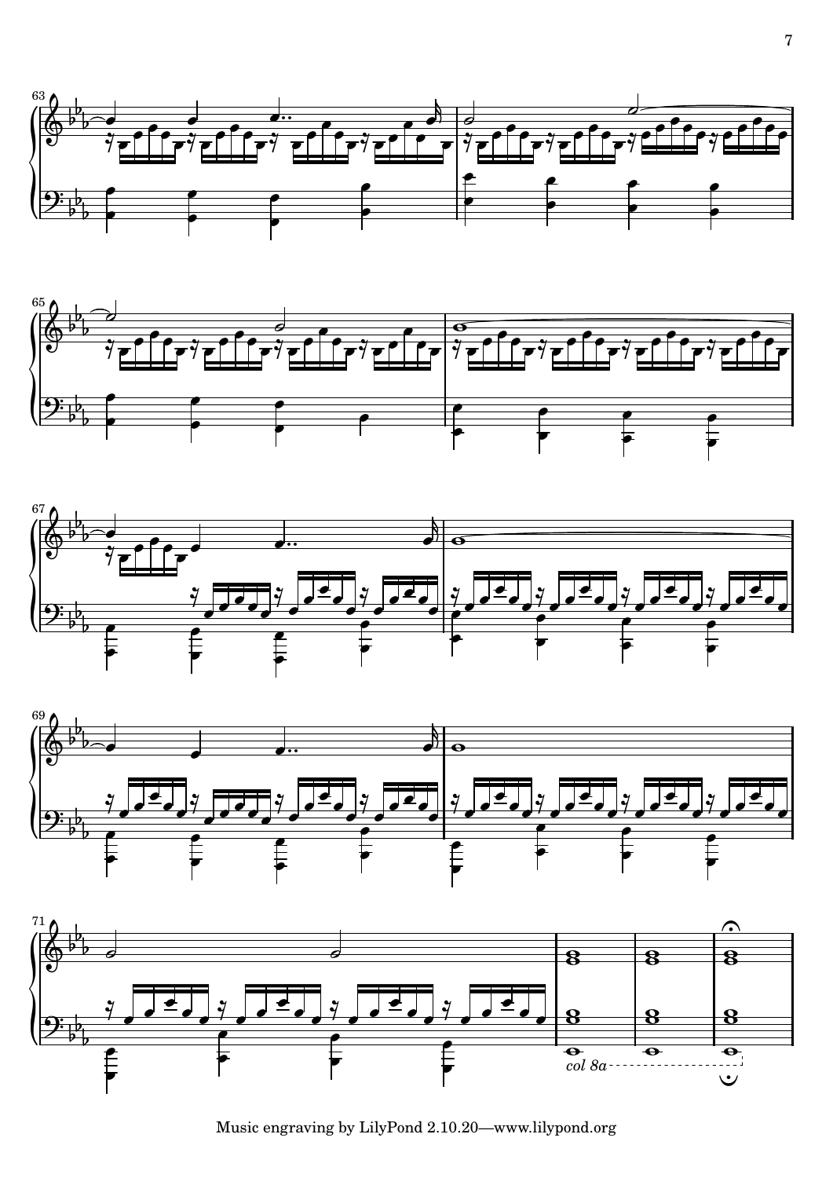col 8a

Music engraving by LilyPond 2.10.20—www.lilypond.org